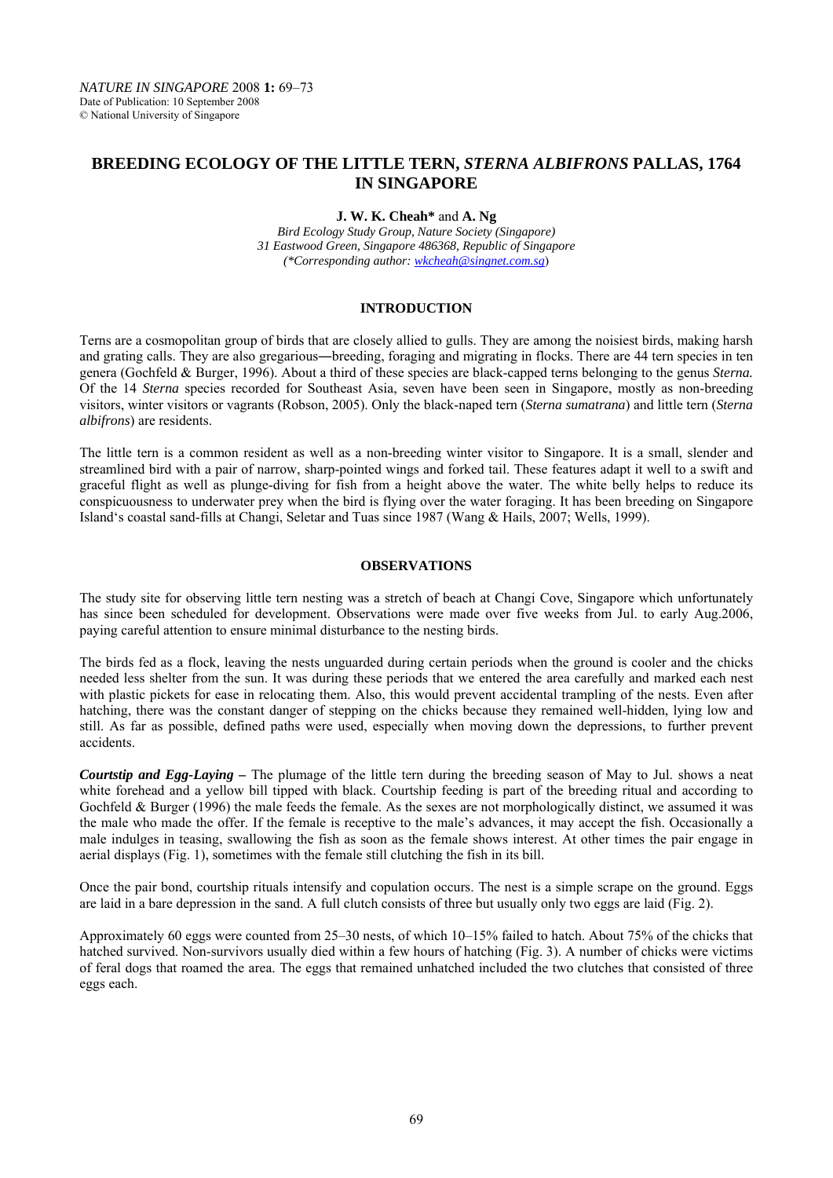*NATURE IN SINGAPORE* 2008 **1:** 69–73
Date of Publication: 10 September 2008
© National University of Singapore

# BREEDING ECOLOGY OF THE LITTLE TERN, *STERNA ALBIFRONS* PALLAS, 1764 IN SINGAPORE

**J. W. K. Cheah*** and **A. Ng**

*Bird Ecology Study Group, Nature Society (Singapore)*
*31 Eastwood Green, Singapore 486368, Republic of Singapore*
*(\*Corresponding author: wkcheah@singnet.com.sg)*

## INTRODUCTION

Terns are a cosmopolitan group of birds that are closely allied to gulls. They are among the noisiest birds, making harsh and grating calls. They are also gregarious―breeding, foraging and migrating in flocks. There are 44 tern species in ten genera (Gochfeld & Burger, 1996). About a third of these species are black-capped terns belonging to the genus *Sterna.* Of the 14 *Sterna* species recorded for Southeast Asia, seven have been seen in Singapore, mostly as non-breeding visitors, winter visitors or vagrants (Robson, 2005). Only the black-naped tern (*Sterna sumatrana*) and little tern (*Sterna albifrons*) are residents.

The little tern is a common resident as well as a non-breeding winter visitor to Singapore. It is a small, slender and streamlined bird with a pair of narrow, sharp-pointed wings and forked tail. These features adapt it well to a swift and graceful flight as well as plunge-diving for fish from a height above the water. The white belly helps to reduce its conspicuousness to underwater prey when the bird is flying over the water foraging. It has been breeding on Singapore Island's coastal sand-fills at Changi, Seletar and Tuas since 1987 (Wang & Hails, 2007; Wells, 1999).

## OBSERVATIONS

The study site for observing little tern nesting was a stretch of beach at Changi Cove, Singapore which unfortunately has since been scheduled for development. Observations were made over five weeks from Jul. to early Aug.2006, paying careful attention to ensure minimal disturbance to the nesting birds.

The birds fed as a flock, leaving the nests unguarded during certain periods when the ground is cooler and the chicks needed less shelter from the sun. It was during these periods that we entered the area carefully and marked each nest with plastic pickets for ease in relocating them. Also, this would prevent accidental trampling of the nests. Even after hatching, there was the constant danger of stepping on the chicks because they remained well-hidden, lying low and still. As far as possible, defined paths were used, especially when moving down the depressions, to further prevent accidents.

***Courtstip and Egg-Laying –*** The plumage of the little tern during the breeding season of May to Jul. shows a neat white forehead and a yellow bill tipped with black. Courtship feeding is part of the breeding ritual and according to Gochfeld & Burger (1996) the male feeds the female. As the sexes are not morphologically distinct, we assumed it was the male who made the offer. If the female is receptive to the male's advances, it may accept the fish. Occasionally a male indulges in teasing, swallowing the fish as soon as the female shows interest. At other times the pair engage in aerial displays (Fig. 1), sometimes with the female still clutching the fish in its bill.

Once the pair bond, courtship rituals intensify and copulation occurs. The nest is a simple scrape on the ground. Eggs are laid in a bare depression in the sand. A full clutch consists of three but usually only two eggs are laid (Fig. 2).

Approximately 60 eggs were counted from 25–30 nests, of which 10–15% failed to hatch. About 75% of the chicks that hatched survived. Non-survivors usually died within a few hours of hatching (Fig. 3). A number of chicks were victims of feral dogs that roamed the area. The eggs that remained unhatched included the two clutches that consisted of three eggs each.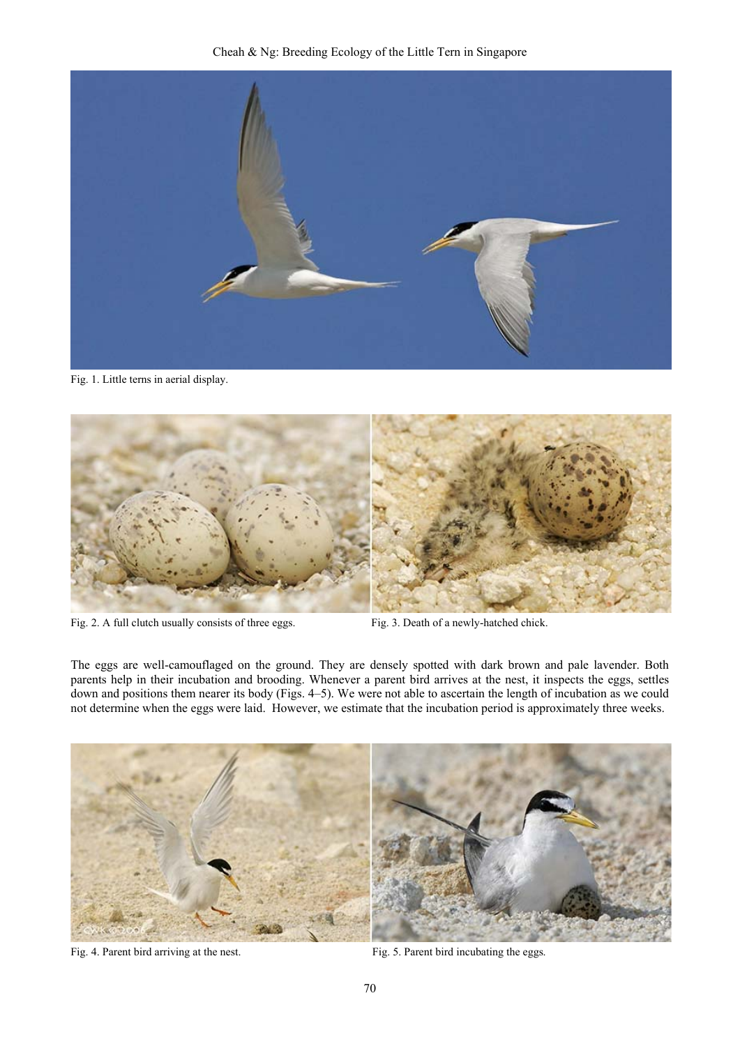Fig. 1. Little terns in aerial display.

Fig. 2. A full clutch usually consists of three eggs.

Fig. 3. Death of a newly-hatched chick.

The eggs are well-camouflaged on the ground. They are densely spotted with dark brown and pale lavender. Both parents help in their incubation and brooding. Whenever a parent bird arrives at the nest, it inspects the eggs, settles down and positions them nearer its body (Figs. 4–5). We were not able to ascertain the length of incubation as we could not determine when the eggs were laid. However, we estimate that the incubation period is approximately three weeks.

Fig. 4. Parent bird arriving at the nest.

Fig. 5. Parent bird incubating the eggs.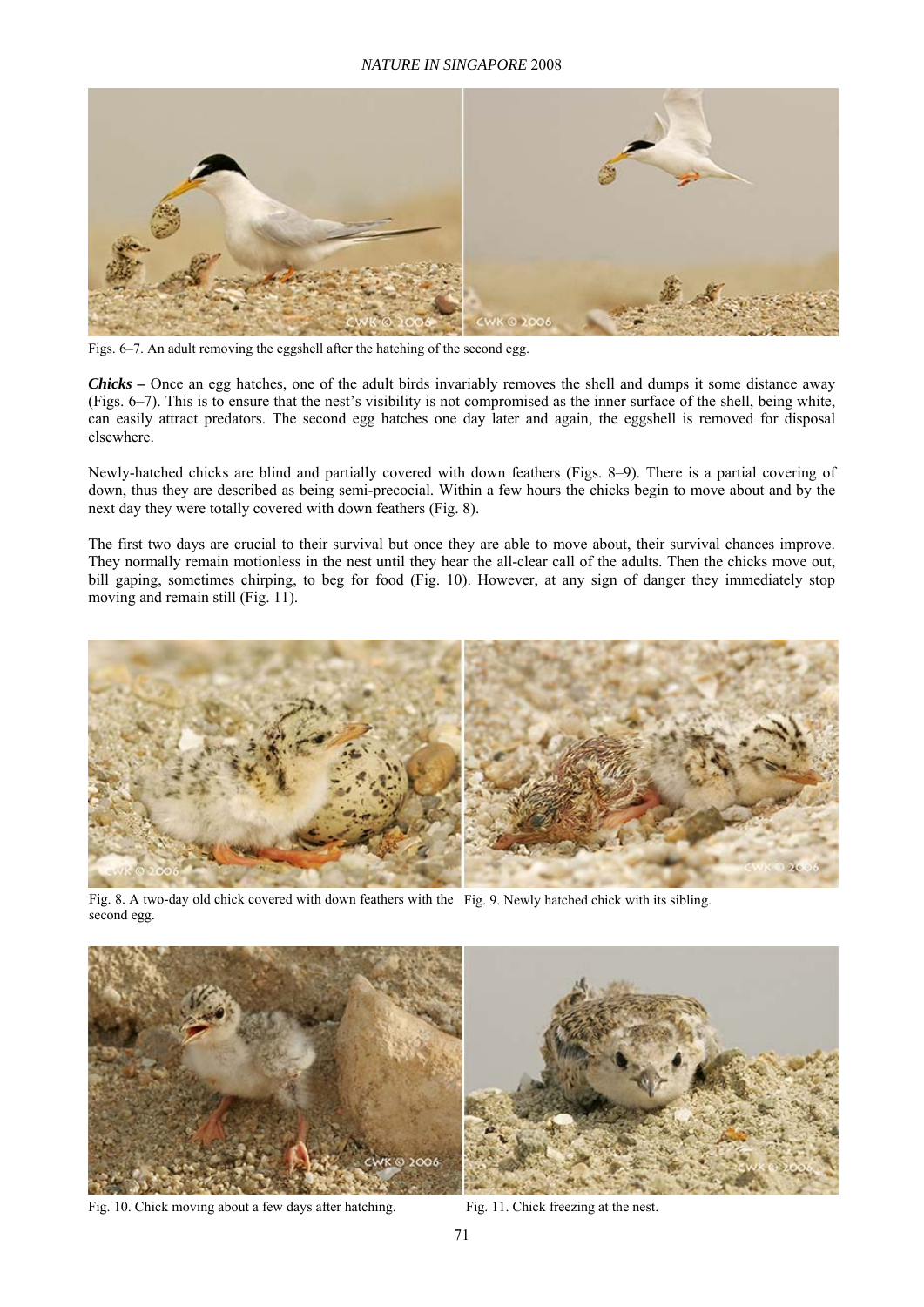Figs. 6–7. An adult removing the eggshell after the hatching of the second egg.

***Chicks –*** Once an egg hatches, one of the adult birds invariably removes the shell and dumps it some distance away (Figs. 6–7). This is to ensure that the nest's visibility is not compromised as the inner surface of the shell, being white, can easily attract predators. The second egg hatches one day later and again, the eggshell is removed for disposal elsewhere.

Newly-hatched chicks are blind and partially covered with down feathers (Figs. 8–9). There is a partial covering of down, thus they are described as being semi-precocial. Within a few hours the chicks begin to move about and by the next day they were totally covered with down feathers (Fig. 8).

The first two days are crucial to their survival but once they are able to move about, their survival chances improve. They normally remain motionless in the nest until they hear the all-clear call of the adults. Then the chicks move out, bill gaping, sometimes chirping, to beg for food (Fig. 10). However, at any sign of danger they immediately stop moving and remain still (Fig. 11).

Fig. 8. A two-day old chick covered with down feathers with the second egg.

Fig. 9. Newly hatched chick with its sibling.

Fig. 10. Chick moving about a few days after hatching.

Fig. 11. Chick freezing at the nest.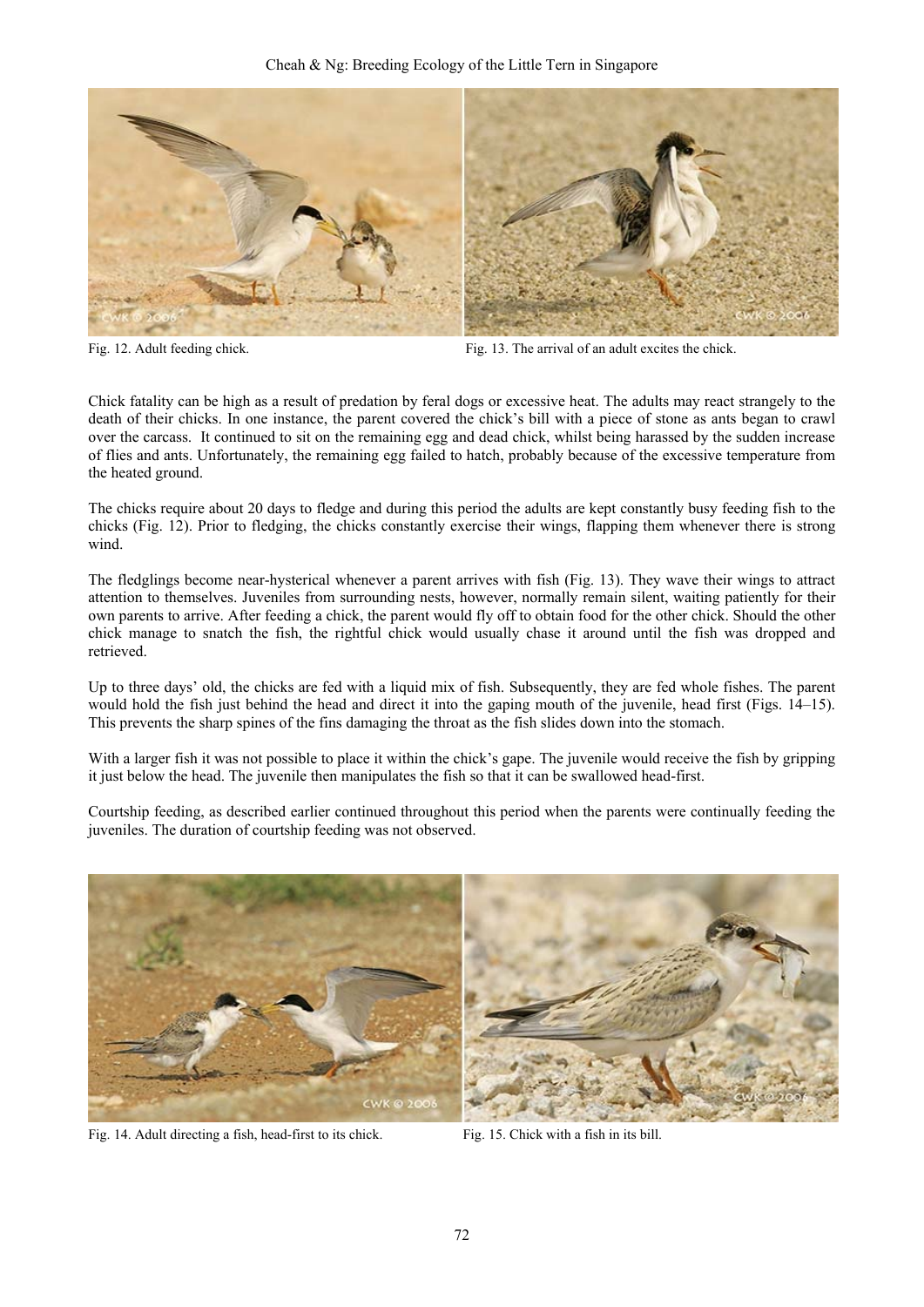Fig. 12. Adult feeding chick.

Fig. 13. The arrival of an adult excites the chick.

Chick fatality can be high as a result of predation by feral dogs or excessive heat. The adults may react strangely to the death of their chicks. In one instance, the parent covered the chick's bill with a piece of stone as ants began to crawl over the carcass. It continued to sit on the remaining egg and dead chick, whilst being harassed by the sudden increase of flies and ants. Unfortunately, the remaining egg failed to hatch, probably because of the excessive temperature from the heated ground.

The chicks require about 20 days to fledge and during this period the adults are kept constantly busy feeding fish to the chicks (Fig. 12). Prior to fledging, the chicks constantly exercise their wings, flapping them whenever there is strong wind.

The fledglings become near-hysterical whenever a parent arrives with fish (Fig. 13). They wave their wings to attract attention to themselves. Juveniles from surrounding nests, however, normally remain silent, waiting patiently for their own parents to arrive. After feeding a chick, the parent would fly off to obtain food for the other chick. Should the other chick manage to snatch the fish, the rightful chick would usually chase it around until the fish was dropped and retrieved.

Up to three days' old, the chicks are fed with a liquid mix of fish. Subsequently, they are fed whole fishes. The parent would hold the fish just behind the head and direct it into the gaping mouth of the juvenile, head first (Figs. 14–15). This prevents the sharp spines of the fins damaging the throat as the fish slides down into the stomach.

With a larger fish it was not possible to place it within the chick's gape. The juvenile would receive the fish by gripping it just below the head. The juvenile then manipulates the fish so that it can be swallowed head-first.

Courtship feeding, as described earlier continued throughout this period when the parents were continually feeding the juveniles. The duration of courtship feeding was not observed.

Fig. 14. Adult directing a fish, head-first to its chick.

Fig. 15. Chick with a fish in its bill.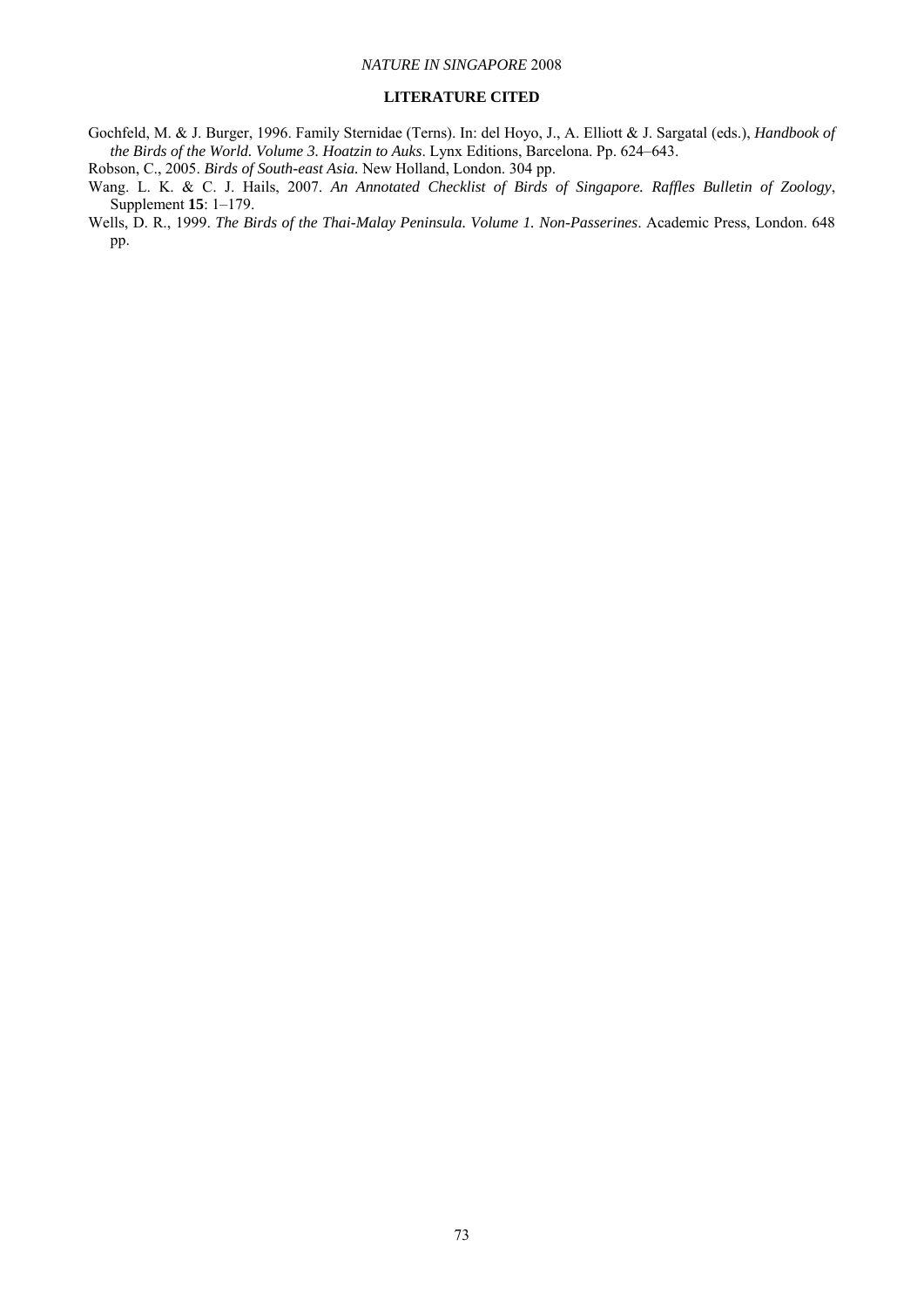## LITERATURE CITED

Gochfeld, M. & J. Burger, 1996. Family Sternidae (Terns). In: del Hoyo, J., A. Elliott & J. Sargatal (eds.), *Handbook of the Birds of the World. Volume 3. Hoatzin to Auks*. Lynx Editions, Barcelona. Pp. 624–643.

Robson, C., 2005. ***Birds of South-east Asia.*** New Holland, London. 304 pp.

Wang. L. K. & C. J. Hails, 2007. *An Annotated Checklist of Birds of Singapore. Raffles Bulletin of Zoology*, Supplement **15**: 1–179.

Wells, D. R., 1999. *The Birds of the Thai-Malay Peninsula. Volume 1. Non-Passerines*. Academic Press, London. 648 pp.